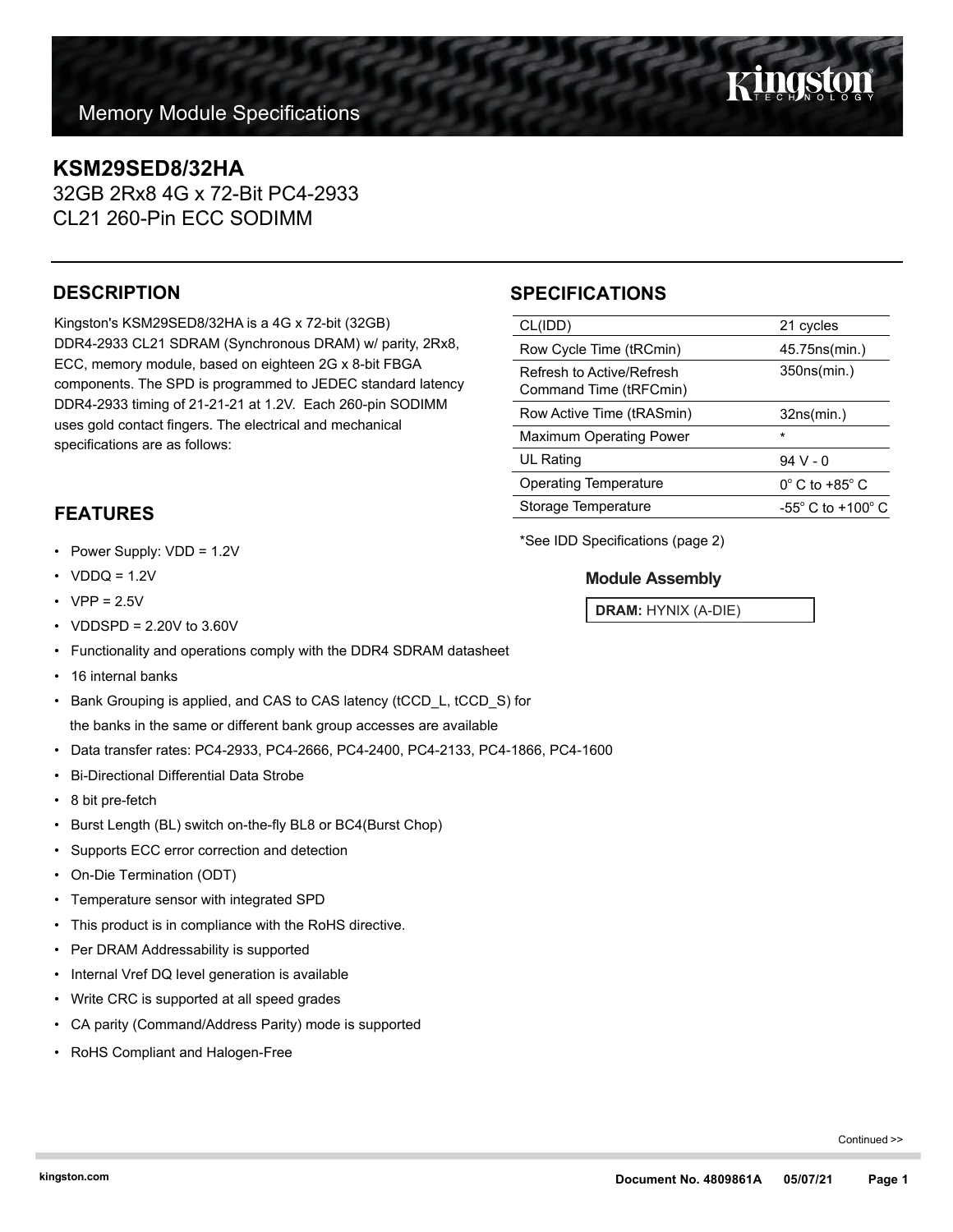# Memory Module Specifications

## KSM29SED8/32HA

32GB 2Rx8 4G x 72-Bit PC4-2933
CL21 260-Pin ECC SODIMM

## DESCRIPTION

Kingston's KSM29SED8/32HA is a 4G x 72-bit (32GB) DDR4-2933 CL21 SDRAM (Synchronous DRAM) w/ parity, 2Rx8, ECC, memory module, based on eighteen 2G x 8-bit FBGA components. The SPD is programmed to JEDEC standard latency DDR4-2933 timing of 21-21-21 at 1.2V. Each 260-pin SODIMM uses gold contact fingers. The electrical and mechanical specifications are as follows:

## SPECIFICATIONS

| | |
|---|---|
| CL(IDD) | 21 cycles |
| Row Cycle Time (tRCmin) | 45.75ns(min.) |
| Refresh to Active/Refresh Command Time (tRFCmin) | 350ns(min.) |
| Row Active Time (tRASmin) | 32ns(min.) |
| Maximum Operating Power | * |
| UL Rating | 94 V - 0 |
| Operating Temperature | 0° C to +85° C |
| Storage Temperature | -55° C to +100° C |

*See IDD Specifications (page 2)

### Module Assembly

**DRAM:** HYNIX (A-DIE)

## FEATURES

- Power Supply: VDD = 1.2V
- VDDQ = 1.2V
- VPP = 2.5V
- VDDSPD = 2.20V to 3.60V
- Functionality and operations comply with the DDR4 SDRAM datasheet
- 16 internal banks
- Bank Grouping is applied, and CAS to CAS latency (tCCD_L, tCCD_S) for the banks in the same or different bank group accesses are available
- Data transfer rates: PC4-2933, PC4-2666, PC4-2400, PC4-2133, PC4-1866, PC4-1600
- Bi-Directional Differential Data Strobe
- 8 bit pre-fetch
- Burst Length (BL) switch on-the-fly BL8 or BC4(Burst Chop)
- Supports ECC error correction and detection
- On-Die Termination (ODT)
- Temperature sensor with integrated SPD
- This product is in compliance with the RoHS directive.
- Per DRAM Addressability is supported
- Internal Vref DQ level generation is available
- Write CRC is supported at all speed grades
- CA parity (Command/Address Parity) mode is supported
- RoHS Compliant and Halogen-Free

Continued >>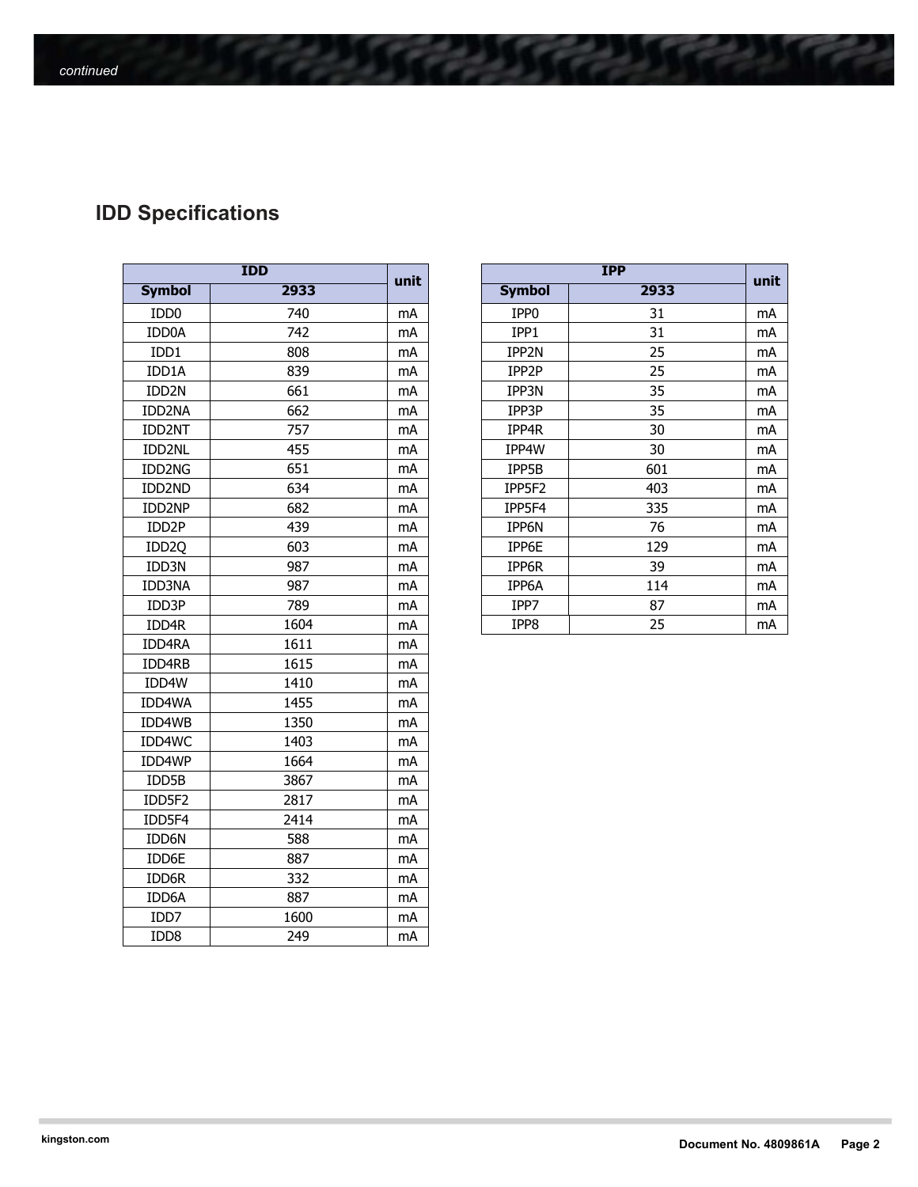## IDD Specifications

| IDD | | unit |
|---|---|---|
| **Symbol** | **2933** | |
| IDD0 | 740 | mA |
| IDD0A | 742 | mA |
| IDD1 | 808 | mA |
| IDD1A | 839 | mA |
| IDD2N | 661 | mA |
| IDD2NA | 662 | mA |
| IDD2NT | 757 | mA |
| IDD2NL | 455 | mA |
| IDD2NG | 651 | mA |
| IDD2ND | 634 | mA |
| IDD2NP | 682 | mA |
| IDD2P | 439 | mA |
| IDD2Q | 603 | mA |
| IDD3N | 987 | mA |
| IDD3NA | 987 | mA |
| IDD3P | 789 | mA |
| IDD4R | 1604 | mA |
| IDD4RA | 1611 | mA |
| IDD4RB | 1615 | mA |
| IDD4W | 1410 | mA |
| IDD4WA | 1455 | mA |
| IDD4WB | 1350 | mA |
| IDD4WC | 1403 | mA |
| IDD4WP | 1664 | mA |
| IDD5B | 3867 | mA |
| IDD5F2 | 2817 | mA |
| IDD5F4 | 2414 | mA |
| IDD6N | 588 | mA |
| IDD6E | 887 | mA |
| IDD6R | 332 | mA |
| IDD6A | 887 | mA |
| IDD7 | 1600 | mA |
| IDD8 | 249 | mA |

| IPP | | unit |
|---|---|---|
| **Symbol** | **2933** | |
| IPP0 | 31 | mA |
| IPP1 | 31 | mA |
| IPP2N | 25 | mA |
| IPP2P | 25 | mA |
| IPP3N | 35 | mA |
| IPP3P | 35 | mA |
| IPP4R | 30 | mA |
| IPP4W | 30 | mA |
| IPP5B | 601 | mA |
| IPP5F2 | 403 | mA |
| IPP5F4 | 335 | mA |
| IPP6N | 76 | mA |
| IPP6E | 129 | mA |
| IPP6R | 39 | mA |
| IPP6A | 114 | mA |
| IPP7 | 87 | mA |
| IPP8 | 25 | mA |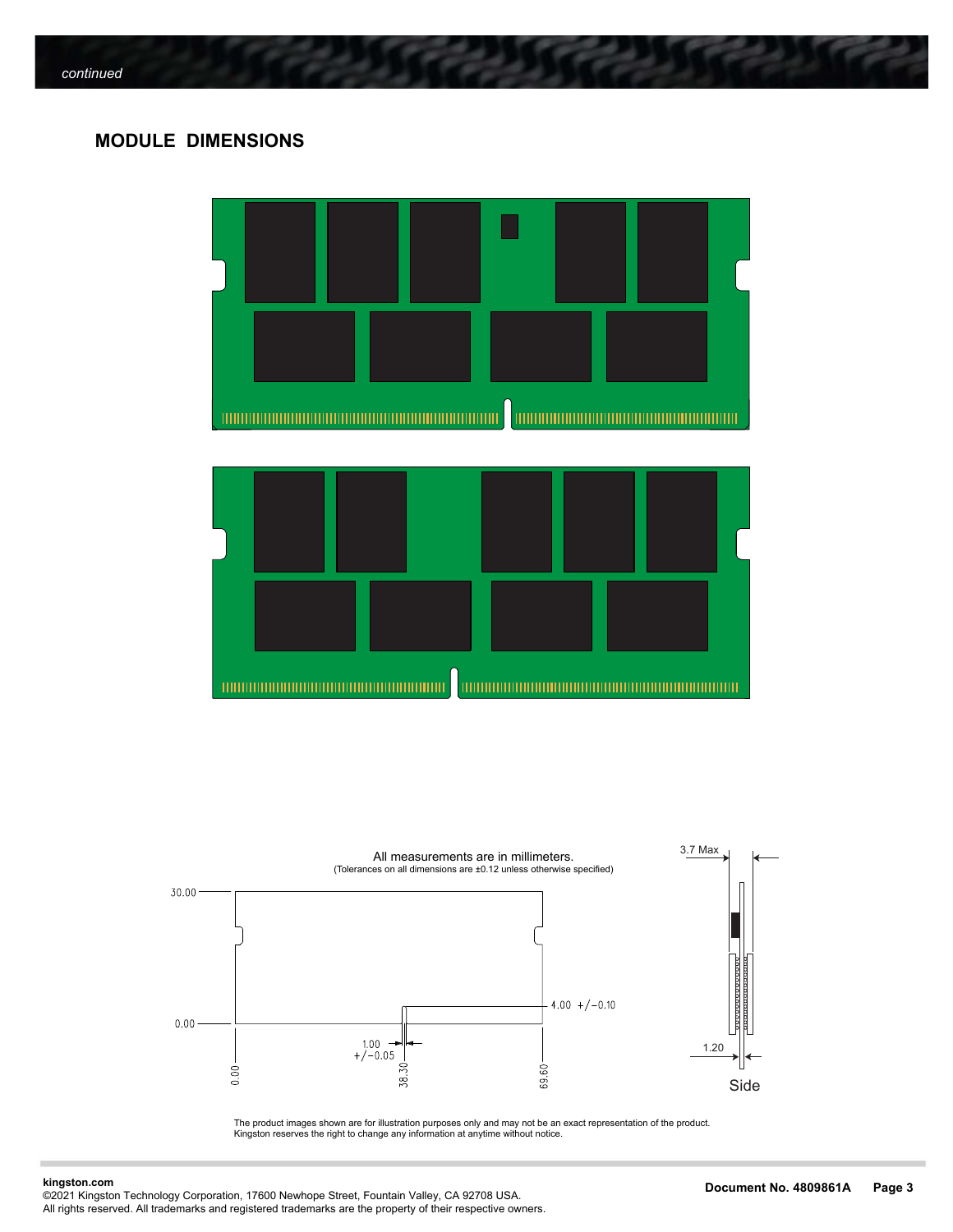## MODULE DIMENSIONS

All measurements are in millimeters.
(Tolerances on all dimensions are ±0.12 unless otherwise specified)

30.00

0.00

4.00 +/−0.10

1.00
+/−0.05

0.00

38.30

69.60

3.7 Max

1.20

Side

The product images shown are for illustration purposes only and may not be an exact representation of the product.
Kingston reserves the right to change any information at anytime without notice.